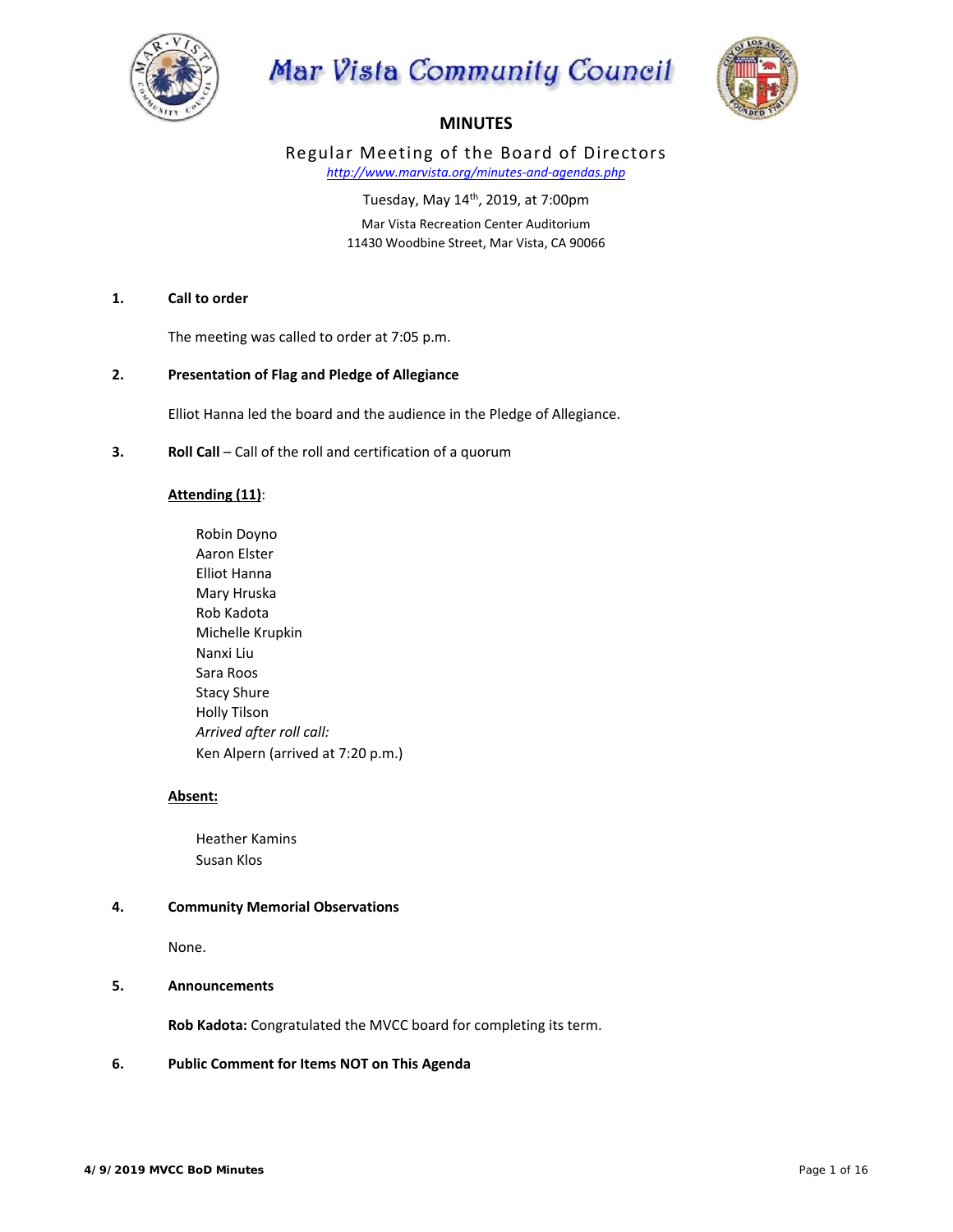# Mar Vista Community Council

## MINUTES

Regular Meeting of the Board of Directors

*http://www.marvista.org/minutes-and-agendas.php*

Tuesday, May 14th, 2019, at 7:00pm

Mar Vista Recreation Center Auditorium
11430 Woodbine Street, Mar Vista, CA 90066

**1. Call to order**

The meeting was called to order at 7:05 p.m.

**2. Presentation of Flag and Pledge of Allegiance**

Elliot Hanna led the board and the audience in the Pledge of Allegiance.

**3. Roll Call** – Call of the roll and certification of a quorum

**Attending (11)**:

Robin Doyno
Aaron Elster
Elliot Hanna
Mary Hruska
Rob Kadota
Michelle Krupkin
Nanxi Liu
Sara Roos
Stacy Shure
Holly Tilson
*Arrived after roll call:*
Ken Alpern (arrived at 7:20 p.m.)

**Absent:**

Heather Kamins
Susan Klos

**4. Community Memorial Observations**

None.

**5. Announcements**

**Rob Kadota:** Congratulated the MVCC board for completing its term.

**6. Public Comment for Items NOT on This Agenda**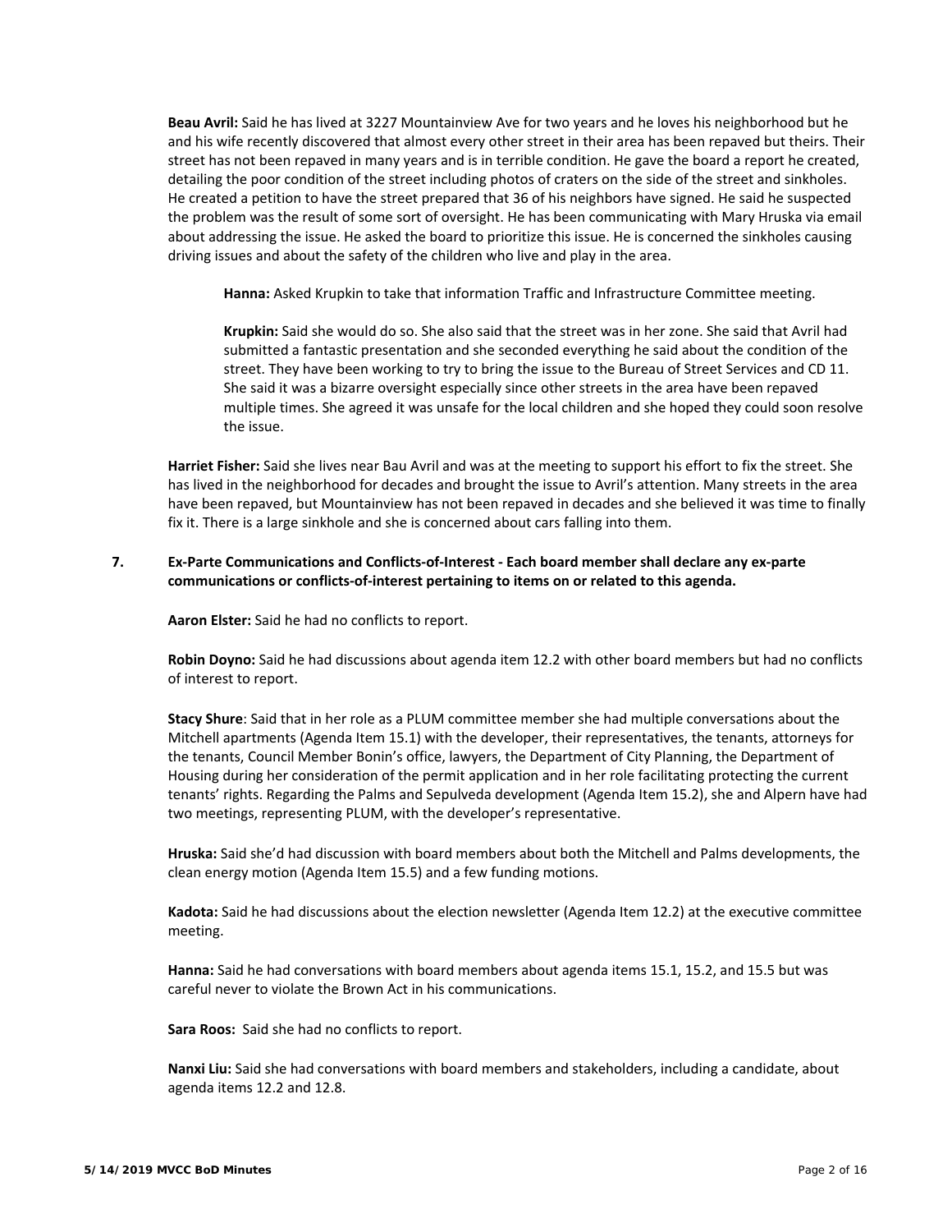**Beau Avril:** Said he has lived at 3227 Mountainview Ave for two years and he loves his neighborhood but he and his wife recently discovered that almost every other street in their area has been repaved but theirs. Their street has not been repaved in many years and is in terrible condition. He gave the board a report he created, detailing the poor condition of the street including photos of craters on the side of the street and sinkholes. He created a petition to have the street prepared that 36 of his neighbors have signed. He said he suspected the problem was the result of some sort of oversight. He has been communicating with Mary Hruska via email about addressing the issue. He asked the board to prioritize this issue. He is concerned the sinkholes causing driving issues and about the safety of the children who live and play in the area.

> **Hanna:** Asked Krupkin to take that information Traffic and Infrastructure Committee meeting.
>
> **Krupkin:** Said she would do so. She also said that the street was in her zone. She said that Avril had submitted a fantastic presentation and she seconded everything he said about the condition of the street. They have been working to try to bring the issue to the Bureau of Street Services and CD 11. She said it was a bizarre oversight especially since other streets in the area have been repaved multiple times. She agreed it was unsafe for the local children and she hoped they could soon resolve the issue.

**Harriet Fisher:** Said she lives near Bau Avril and was at the meeting to support his effort to fix the street. She has lived in the neighborhood for decades and brought the issue to Avril's attention. Many streets in the area have been repaved, but Mountainview has not been repaved in decades and she believed it was time to finally fix it. There is a large sinkhole and she is concerned about cars falling into them.

**7. Ex-Parte Communications and Conflicts-of-Interest - Each board member shall declare any ex-parte communications or conflicts-of-interest pertaining to items on or related to this agenda.**

**Aaron Elster:** Said he had no conflicts to report.

**Robin Doyno:** Said he had discussions about agenda item 12.2 with other board members but had no conflicts of interest to report.

**Stacy Shure**: Said that in her role as a PLUM committee member she had multiple conversations about the Mitchell apartments (Agenda Item 15.1) with the developer, their representatives, the tenants, attorneys for the tenants, Council Member Bonin's office, lawyers, the Department of City Planning, the Department of Housing during her consideration of the permit application and in her role facilitating protecting the current tenants' rights. Regarding the Palms and Sepulveda development (Agenda Item 15.2), she and Alpern have had two meetings, representing PLUM, with the developer's representative.

**Hruska:** Said she'd had discussion with board members about both the Mitchell and Palms developments, the clean energy motion (Agenda Item 15.5) and a few funding motions.

**Kadota:** Said he had discussions about the election newsletter (Agenda Item 12.2) at the executive committee meeting.

**Hanna:** Said he had conversations with board members about agenda items 15.1, 15.2, and 15.5 but was careful never to violate the Brown Act in his communications.

**Sara Roos:** Said she had no conflicts to report.

**Nanxi Liu:** Said she had conversations with board members and stakeholders, including a candidate, about agenda items 12.2 and 12.8.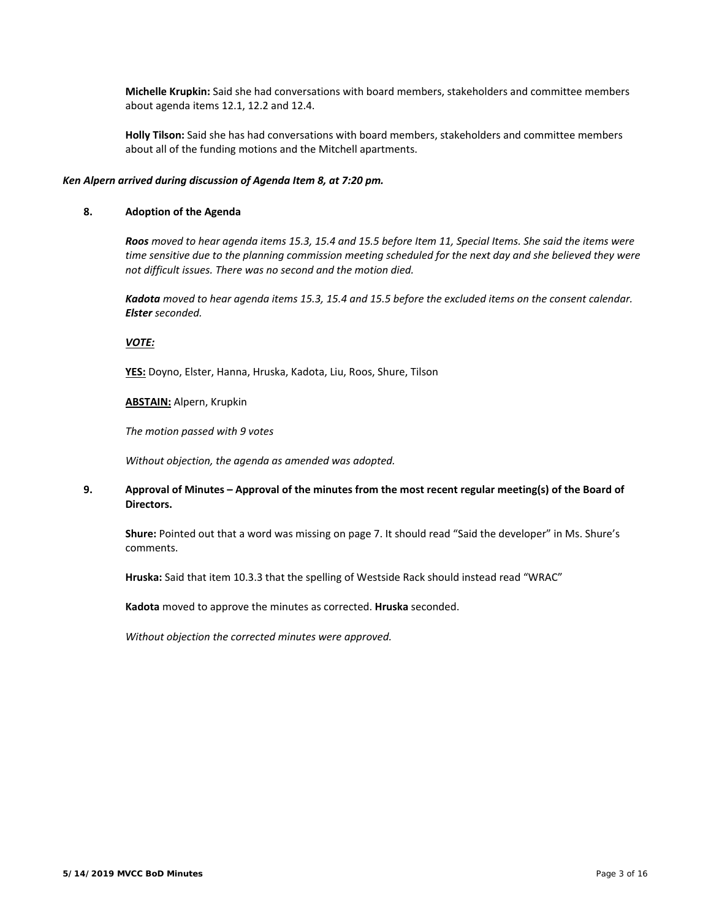**Michelle Krupkin:** Said she had conversations with board members, stakeholders and committee members about agenda items 12.1, 12.2 and 12.4.

**Holly Tilson:** Said she has had conversations with board members, stakeholders and committee members about all of the funding motions and the Mitchell apartments.

***Ken Alpern arrived during discussion of Agenda Item 8, at 7:20 pm.***

## 8. Adoption of the Agenda

***Roos*** *moved to hear agenda items 15.3, 15.4 and 15.5 before Item 11, Special Items. She said the items were time sensitive due to the planning commission meeting scheduled for the next day and she believed they were not difficult issues. There was no second and the motion died.*

***Kadota*** *moved to hear agenda items 15.3, 15.4 and 15.5 before the excluded items on the consent calendar.* ***Elster*** *seconded.*

***VOTE:***

**YES:** Doyno, Elster, Hanna, Hruska, Kadota, Liu, Roos, Shure, Tilson

**ABSTAIN:** Alpern, Krupkin

*The motion passed with 9 votes*

*Without objection, the agenda as amended was adopted.*

## 9. Approval of Minutes – Approval of the minutes from the most recent regular meeting(s) of the Board of Directors.

**Shure:** Pointed out that a word was missing on page 7. It should read "Said the developer" in Ms. Shure's comments.

**Hruska:** Said that item 10.3.3 that the spelling of Westside Rack should instead read "WRAC"

**Kadota** moved to approve the minutes as corrected. **Hruska** seconded.

*Without objection the corrected minutes were approved.*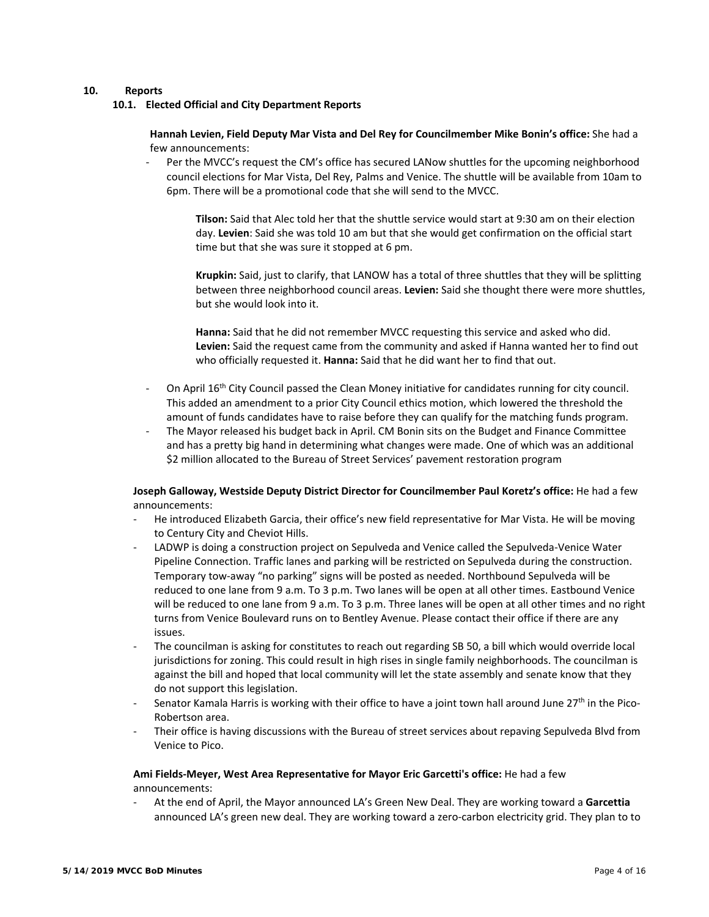## 10. Reports

### 10.1. Elected Official and City Department Reports

**Hannah Levien, Field Deputy Mar Vista and Del Rey for Councilmember Mike Bonin's office:** She had a few announcements:

- Per the MVCC's request the CM's office has secured LANow shuttles for the upcoming neighborhood council elections for Mar Vista, Del Rey, Palms and Venice. The shuttle will be available from 10am to 6pm. There will be a promotional code that she will send to the MVCC.

  **Tilson:** Said that Alec told her that the shuttle service would start at 9:30 am on their election day. **Levien**: Said she was told 10 am but that she would get confirmation on the official start time but that she was sure it stopped at 6 pm.

  **Krupkin:** Said, just to clarify, that LANOW has a total of three shuttles that they will be splitting between three neighborhood council areas. **Levien:** Said she thought there were more shuttles, but she would look into it.

  **Hanna:** Said that he did not remember MVCC requesting this service and asked who did. **Levien:** Said the request came from the community and asked if Hanna wanted her to find out who officially requested it. **Hanna:** Said that he did want her to find that out.

- On April 16th City Council passed the Clean Money initiative for candidates running for city council. This added an amendment to a prior City Council ethics motion, which lowered the threshold the amount of funds candidates have to raise before they can qualify for the matching funds program.
- The Mayor released his budget back in April. CM Bonin sits on the Budget and Finance Committee and has a pretty big hand in determining what changes were made. One of which was an additional $2 million allocated to the Bureau of Street Services' pavement restoration program

**Joseph Galloway, Westside Deputy District Director for Councilmember Paul Koretz's office:** He had a few announcements:

- He introduced Elizabeth Garcia, their office's new field representative for Mar Vista. He will be moving to Century City and Cheviot Hills.
- LADWP is doing a construction project on Sepulveda and Venice called the Sepulveda-Venice Water Pipeline Connection. Traffic lanes and parking will be restricted on Sepulveda during the construction. Temporary tow-away "no parking" signs will be posted as needed. Northbound Sepulveda will be reduced to one lane from 9 a.m. To 3 p.m. Two lanes will be open at all other times. Eastbound Venice will be reduced to one lane from 9 a.m. To 3 p.m. Three lanes will be open at all other times and no right turns from Venice Boulevard runs on to Bentley Avenue. Please contact their office if there are any issues.
- The councilman is asking for constitutes to reach out regarding SB 50, a bill which would override local jurisdictions for zoning. This could result in high rises in single family neighborhoods. The councilman is against the bill and hoped that local community will let the state assembly and senate know that they do not support this legislation.
- Senator Kamala Harris is working with their office to have a joint town hall around June 27th in the Pico-Robertson area.
- Their office is having discussions with the Bureau of street services about repaving Sepulveda Blvd from Venice to Pico.

**Ami Fields-Meyer, West Area Representative for Mayor Eric Garcetti's office:** He had a few announcements:

- At the end of April, the Mayor announced LA's Green New Deal. They are working toward a **Garcettia** announced LA's green new deal. They are working toward a zero-carbon electricity grid. They plan to to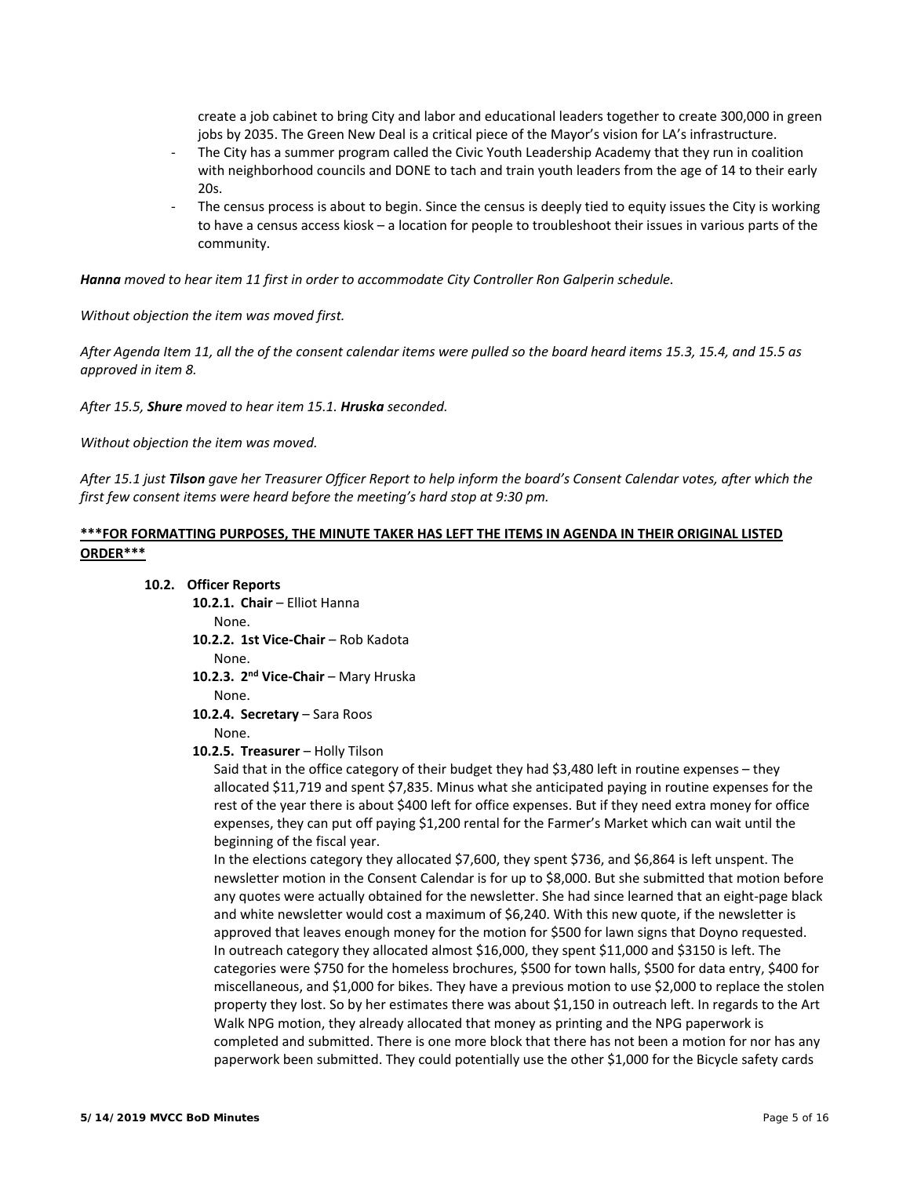create a job cabinet to bring City and labor and educational leaders together to create 300,000 in green jobs by 2035. The Green New Deal is a critical piece of the Mayor's vision for LA's infrastructure.

- The City has a summer program called the Civic Youth Leadership Academy that they run in coalition with neighborhood councils and DONE to tach and train youth leaders from the age of 14 to their early 20s.
- The census process is about to begin. Since the census is deeply tied to equity issues the City is working to have a census access kiosk – a location for people to troubleshoot their issues in various parts of the community.

***Hanna** moved to hear item 11 first in order to accommodate City Controller Ron Galperin schedule.*

*Without objection the item was moved first.*

*After Agenda Item 11, all the of the consent calendar items were pulled so the board heard items 15.3, 15.4, and 15.5 as approved in item 8.*

*After 15.5, **Shure** moved to hear item 15.1. **Hruska** seconded.*

*Without objection the item was moved.*

*After 15.1 just **Tilson** gave her Treasurer Officer Report to help inform the board's Consent Calendar votes, after which the first few consent items were heard before the meeting's hard stop at 9:30 pm.*

**<u>***FOR FORMATTING PURPOSES, THE MINUTE TAKER HAS LEFT THE ITEMS IN AGENDA IN THEIR ORIGINAL LISTED ORDER***</u>**

**10.2. Officer Reports**

**10.2.1. Chair** – Elliot Hanna
None.

**10.2.2. 1st Vice-Chair** – Rob Kadota
None.

**10.2.3. 2nd Vice-Chair** – Mary Hruska
None.

**10.2.4. Secretary** – Sara Roos
None.

**10.2.5. Treasurer** – Holly Tilson

Said that in the office category of their budget they had $3,480 left in routine expenses – they allocated $11,719 and spent $7,835. Minus what she anticipated paying in routine expenses for the rest of the year there is about $400 left for office expenses. But if they need extra money for office expenses, they can put off paying $1,200 rental for the Farmer's Market which can wait until the beginning of the fiscal year.

In the elections category they allocated $7,600, they spent $736, and $6,864 is left unspent. The newsletter motion in the Consent Calendar is for up to $8,000. But she submitted that motion before any quotes were actually obtained for the newsletter. She had since learned that an eight-page black and white newsletter would cost a maximum of $6,240. With this new quote, if the newsletter is approved that leaves enough money for the motion for $500 for lawn signs that Doyno requested.

In outreach category they allocated almost $16,000, they spent $11,000 and $3150 is left. The categories were $750 for the homeless brochures, $500 for town halls, $500 for data entry, $400 for miscellaneous, and $1,000 for bikes. They have a previous motion to use $2,000 to replace the stolen property they lost. So by her estimates there was about $1,150 in outreach left. In regards to the Art Walk NPG motion, they already allocated that money as printing and the NPG paperwork is completed and submitted. There is one more block that there has not been a motion for nor has any paperwork been submitted. They could potentially use the other $1,000 for the Bicycle safety cards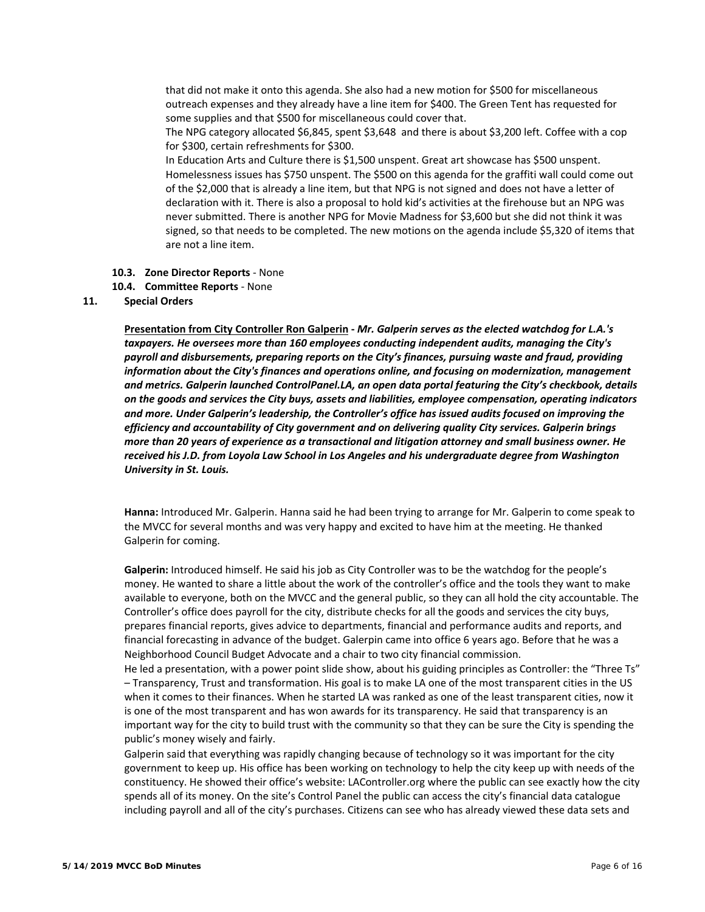that did not make it onto this agenda. She also had a new motion for $500 for miscellaneous outreach expenses and they already have a line item for $400. The Green Tent has requested for some supplies and that $500 for miscellaneous could cover that.

The NPG category allocated $6,845, spent $3,648 and there is about $3,200 left. Coffee with a cop for $300, certain refreshments for $300.

In Education Arts and Culture there is $1,500 unspent. Great art showcase has $500 unspent. Homelessness issues has $750 unspent. The $500 on this agenda for the graffiti wall could come out of the $2,000 that is already a line item, but that NPG is not signed and does not have a letter of declaration with it. There is also a proposal to hold kid's activities at the firehouse but an NPG was never submitted. There is another NPG for Movie Madness for $3,600 but she did not think it was signed, so that needs to be completed. The new motions on the agenda include $5,320 of items that are not a line item.

**10.3. Zone Director Reports** - None

**10.4. Committee Reports** - None

**11. Special Orders**

__Presentation from City Controller Ron Galperin__ - ***Mr. Galperin serves as the elected watchdog for L.A.'s taxpayers. He oversees more than 160 employees conducting independent audits, managing the City's payroll and disbursements, preparing reports on the City's finances, pursuing waste and fraud, providing information about the City's finances and operations online, and focusing on modernization, management and metrics. Galperin launched ControlPanel.LA, an open data portal featuring the City's checkbook, details on the goods and services the City buys, assets and liabilities, employee compensation, operating indicators and more. Under Galperin's leadership, the Controller's office has issued audits focused on improving the efficiency and accountability of City government and on delivering quality City services. Galperin brings more than 20 years of experience as a transactional and litigation attorney and small business owner. He received his J.D. from Loyola Law School in Los Angeles and his undergraduate degree from Washington University in St. Louis.***

**Hanna:** Introduced Mr. Galperin. Hanna said he had been trying to arrange for Mr. Galperin to come speak to the MVCC for several months and was very happy and excited to have him at the meeting. He thanked Galperin for coming.

**Galperin:** Introduced himself. He said his job as City Controller was to be the watchdog for the people's money. He wanted to share a little about the work of the controller's office and the tools they want to make available to everyone, both on the MVCC and the general public, so they can all hold the city accountable. The Controller's office does payroll for the city, distribute checks for all the goods and services the city buys, prepares financial reports, gives advice to departments, financial and performance audits and reports, and financial forecasting in advance of the budget. Galerpin came into office 6 years ago. Before that he was a Neighborhood Council Budget Advocate and a chair to two city financial commission.

He led a presentation, with a power point slide show, about his guiding principles as Controller: the "Three Ts" – Transparency, Trust and transformation. His goal is to make LA one of the most transparent cities in the US when it comes to their finances. When he started LA was ranked as one of the least transparent cities, now it is one of the most transparent and has won awards for its transparency. He said that transparency is an important way for the city to build trust with the community so that they can be sure the City is spending the public's money wisely and fairly.

Galperin said that everything was rapidly changing because of technology so it was important for the city government to keep up. His office has been working on technology to help the city keep up with needs of the constituency. He showed their office's website: LAController.org where the public can see exactly how the city spends all of its money. On the site's Control Panel the public can access the city's financial data catalogue including payroll and all of the city's purchases. Citizens can see who has already viewed these data sets and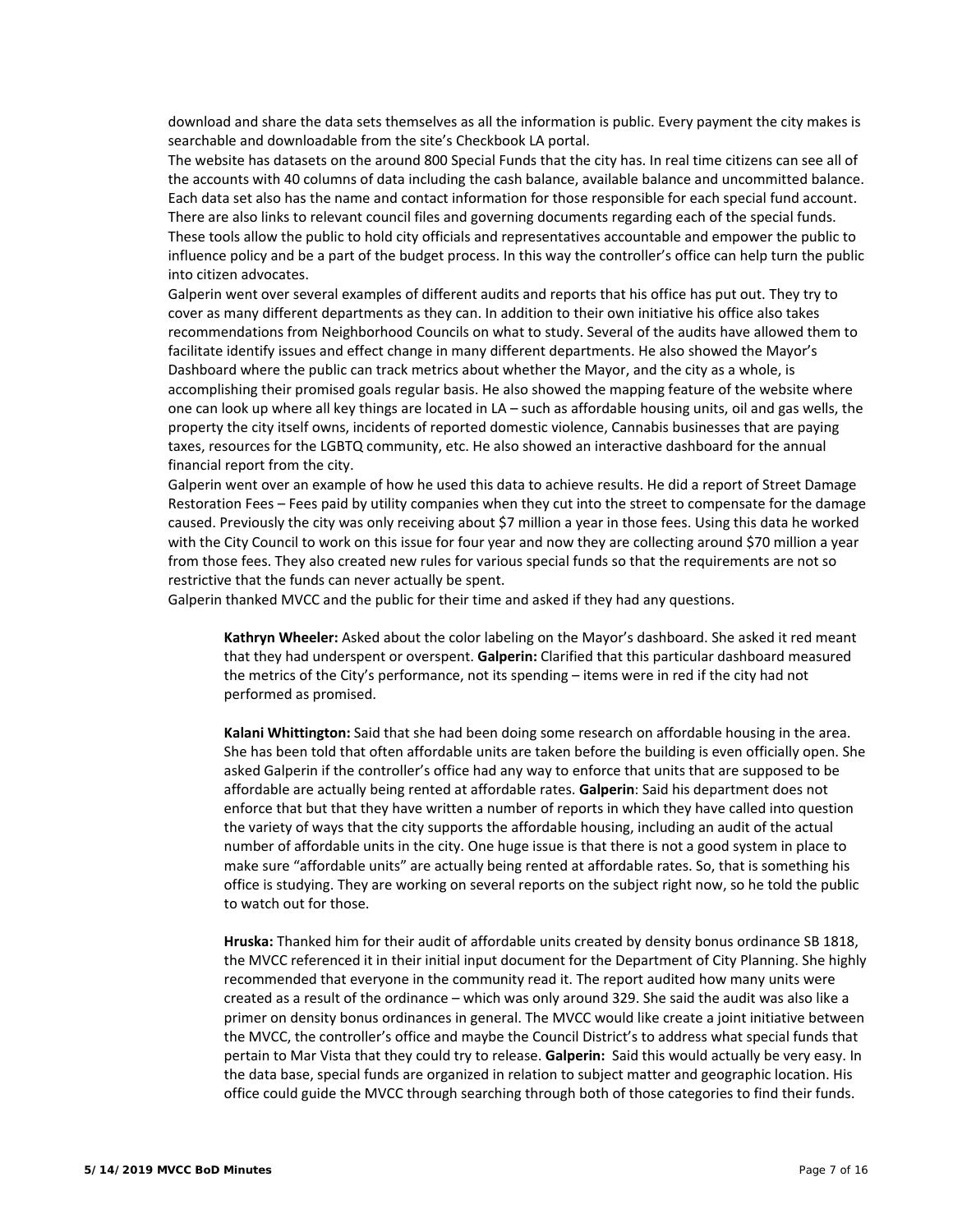download and share the data sets themselves as all the information is public. Every payment the city makes is searchable and downloadable from the site's Checkbook LA portal.

The website has datasets on the around 800 Special Funds that the city has. In real time citizens can see all of the accounts with 40 columns of data including the cash balance, available balance and uncommitted balance. Each data set also has the name and contact information for those responsible for each special fund account. There are also links to relevant council files and governing documents regarding each of the special funds. These tools allow the public to hold city officials and representatives accountable and empower the public to influence policy and be a part of the budget process. In this way the controller's office can help turn the public into citizen advocates.

Galperin went over several examples of different audits and reports that his office has put out. They try to cover as many different departments as they can. In addition to their own initiative his office also takes recommendations from Neighborhood Councils on what to study. Several of the audits have allowed them to facilitate identify issues and effect change in many different departments. He also showed the Mayor's Dashboard where the public can track metrics about whether the Mayor, and the city as a whole, is accomplishing their promised goals regular basis. He also showed the mapping feature of the website where one can look up where all key things are located in LA – such as affordable housing units, oil and gas wells, the property the city itself owns, incidents of reported domestic violence, Cannabis businesses that are paying taxes, resources for the LGBTQ community, etc. He also showed an interactive dashboard for the annual financial report from the city.

Galperin went over an example of how he used this data to achieve results. He did a report of Street Damage Restoration Fees – Fees paid by utility companies when they cut into the street to compensate for the damage caused. Previously the city was only receiving about $7 million a year in those fees. Using this data he worked with the City Council to work on this issue for four year and now they are collecting around $70 million a year from those fees. They also created new rules for various special funds so that the requirements are not so restrictive that the funds can never actually be spent.

Galperin thanked MVCC and the public for their time and asked if they had any questions.

> **Kathryn Wheeler:** Asked about the color labeling on the Mayor's dashboard. She asked it red meant that they had underspent or overspent. **Galperin:** Clarified that this particular dashboard measured the metrics of the City's performance, not its spending – items were in red if the city had not performed as promised.
>
> **Kalani Whittington:** Said that she had been doing some research on affordable housing in the area. She has been told that often affordable units are taken before the building is even officially open. She asked Galperin if the controller's office had any way to enforce that units that are supposed to be affordable are actually being rented at affordable rates. **Galperin**: Said his department does not enforce that but that they have written a number of reports in which they have called into question the variety of ways that the city supports the affordable housing, including an audit of the actual number of affordable units in the city. One huge issue is that there is not a good system in place to make sure "affordable units" are actually being rented at affordable rates. So, that is something his office is studying. They are working on several reports on the subject right now, so he told the public to watch out for those.
>
> **Hruska:** Thanked him for their audit of affordable units created by density bonus ordinance SB 1818, the MVCC referenced it in their initial input document for the Department of City Planning. She highly recommended that everyone in the community read it. The report audited how many units were created as a result of the ordinance – which was only around 329. She said the audit was also like a primer on density bonus ordinances in general. The MVCC would like create a joint initiative between the MVCC, the controller's office and maybe the Council District's to address what special funds that pertain to Mar Vista that they could try to release. **Galperin:** Said this would actually be very easy. In the data base, special funds are organized in relation to subject matter and geographic location. His office could guide the MVCC through searching through both of those categories to find their funds.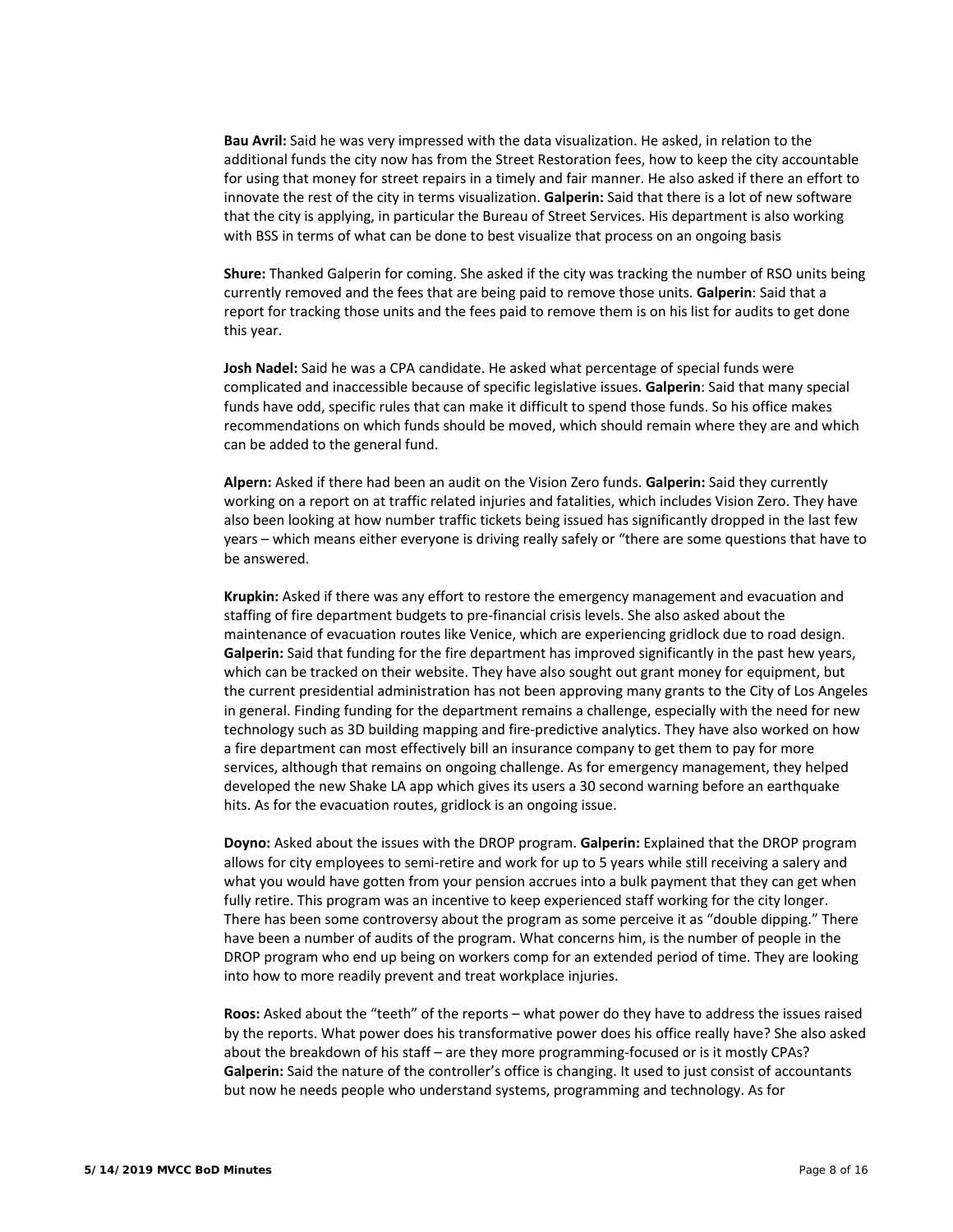**Bau Avril:** Said he was very impressed with the data visualization. He asked, in relation to the additional funds the city now has from the Street Restoration fees, how to keep the city accountable for using that money for street repairs in a timely and fair manner. He also asked if there an effort to innovate the rest of the city in terms visualization. **Galperin:** Said that there is a lot of new software that the city is applying, in particular the Bureau of Street Services. His department is also working with BSS in terms of what can be done to best visualize that process on an ongoing basis

**Shure:** Thanked Galperin for coming. She asked if the city was tracking the number of RSO units being currently removed and the fees that are being paid to remove those units. **Galperin**: Said that a report for tracking those units and the fees paid to remove them is on his list for audits to get done this year.

**Josh Nadel:** Said he was a CPA candidate. He asked what percentage of special funds were complicated and inaccessible because of specific legislative issues. **Galperin**: Said that many special funds have odd, specific rules that can make it difficult to spend those funds. So his office makes recommendations on which funds should be moved, which should remain where they are and which can be added to the general fund.

**Alpern:** Asked if there had been an audit on the Vision Zero funds. **Galperin:** Said they currently working on a report on at traffic related injuries and fatalities, which includes Vision Zero. They have also been looking at how number traffic tickets being issued has significantly dropped in the last few years – which means either everyone is driving really safely or "there are some questions that have to be answered.

**Krupkin:** Asked if there was any effort to restore the emergency management and evacuation and staffing of fire department budgets to pre-financial crisis levels. She also asked about the maintenance of evacuation routes like Venice, which are experiencing gridlock due to road design. **Galperin:** Said that funding for the fire department has improved significantly in the past hew years, which can be tracked on their website. They have also sought out grant money for equipment, but the current presidential administration has not been approving many grants to the City of Los Angeles in general. Finding funding for the department remains a challenge, especially with the need for new technology such as 3D building mapping and fire-predictive analytics. They have also worked on how a fire department can most effectively bill an insurance company to get them to pay for more services, although that remains on ongoing challenge. As for emergency management, they helped developed the new Shake LA app which gives its users a 30 second warning before an earthquake hits. As for the evacuation routes, gridlock is an ongoing issue.

**Doyno:** Asked about the issues with the DROP program. **Galperin:** Explained that the DROP program allows for city employees to semi-retire and work for up to 5 years while still receiving a salery and what you would have gotten from your pension accrues into a bulk payment that they can get when fully retire. This program was an incentive to keep experienced staff working for the city longer. There has been some controversy about the program as some perceive it as "double dipping." There have been a number of audits of the program. What concerns him, is the number of people in the DROP program who end up being on workers comp for an extended period of time. They are looking into how to more readily prevent and treat workplace injuries.

**Roos:** Asked about the "teeth" of the reports – what power do they have to address the issues raised by the reports. What power does his transformative power does his office really have? She also asked about the breakdown of his staff – are they more programming-focused or is it mostly CPAs? **Galperin:** Said the nature of the controller's office is changing. It used to just consist of accountants but now he needs people who understand systems, programming and technology. As for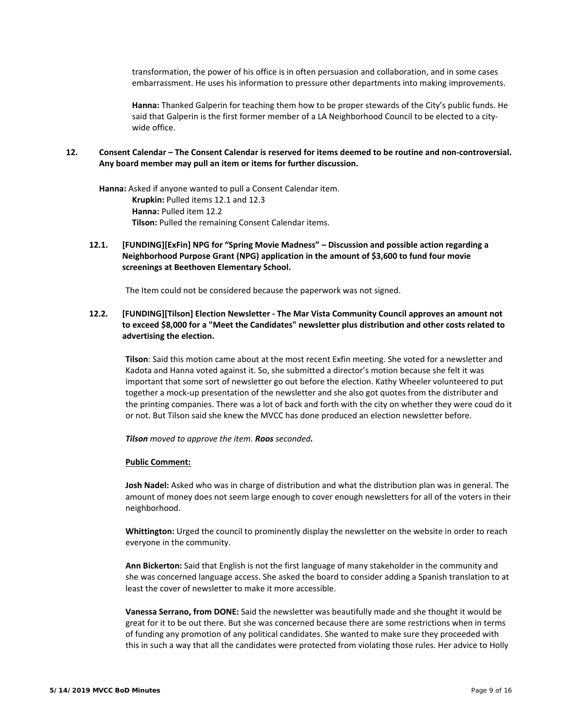transformation, the power of his office is in often persuasion and collaboration, and in some cases embarrassment. He uses his information to pressure other departments into making improvements.

**Hanna:** Thanked Galperin for teaching them how to be proper stewards of the City's public funds. He said that Galperin is the first former member of a LA Neighborhood Council to be elected to a city-wide office.

**12. Consent Calendar – The Consent Calendar is reserved for items deemed to be routine and non-controversial. Any board member may pull an item or items for further discussion.**

**Hanna:** Asked if anyone wanted to pull a Consent Calendar item.
- **Krupkin:** Pulled items 12.1 and 12.3
- **Hanna:** Pulled item 12.2
- **Tilson:** Pulled the remaining Consent Calendar items.

**12.1. [FUNDING][ExFin] NPG for "Spring Movie Madness" – Discussion and possible action regarding a Neighborhood Purpose Grant (NPG) application in the amount of $3,600 to fund four movie screenings at Beethoven Elementary School.**

The Item could not be considered because the paperwork was not signed.

**12.2. [FUNDING][Tilson] Election Newsletter - The Mar Vista Community Council approves an amount not to exceed $8,000 for a "Meet the Candidates" newsletter plus distribution and other costs related to advertising the election.**

**Tilson**: Said this motion came about at the most recent Exfin meeting. She voted for a newsletter and Kadota and Hanna voted against it. So, she submitted a director's motion because she felt it was important that some sort of newsletter go out before the election. Kathy Wheeler volunteered to put together a mock-up presentation of the newsletter and she also got quotes from the distributer and the printing companies. There was a lot of back and forth with the city on whether they were coud do it or not. But Tilson said she knew the MVCC has done produced an election newsletter before.

***Tilson** moved to approve the item. **Roos** seconded.*

**Public Comment:**

**Josh Nadel:** Asked who was in charge of distribution and what the distribution plan was in general. The amount of money does not seem large enough to cover enough newsletters for all of the voters in their neighborhood.

**Whittington:** Urged the council to prominently display the newsletter on the website in order to reach everyone in the community.

**Ann Bickerton:** Said that English is not the first language of many stakeholder in the community and she was concerned language access. She asked the board to consider adding a Spanish translation to at least the cover of newsletter to make it more accessible.

**Vanessa Serrano, from DONE:** Said the newsletter was beautifully made and she thought it would be great for it to be out there. But she was concerned because there are some restrictions when in terms of funding any promotion of any political candidates. She wanted to make sure they proceeded with this in such a way that all the candidates were protected from violating those rules. Her advice to Holly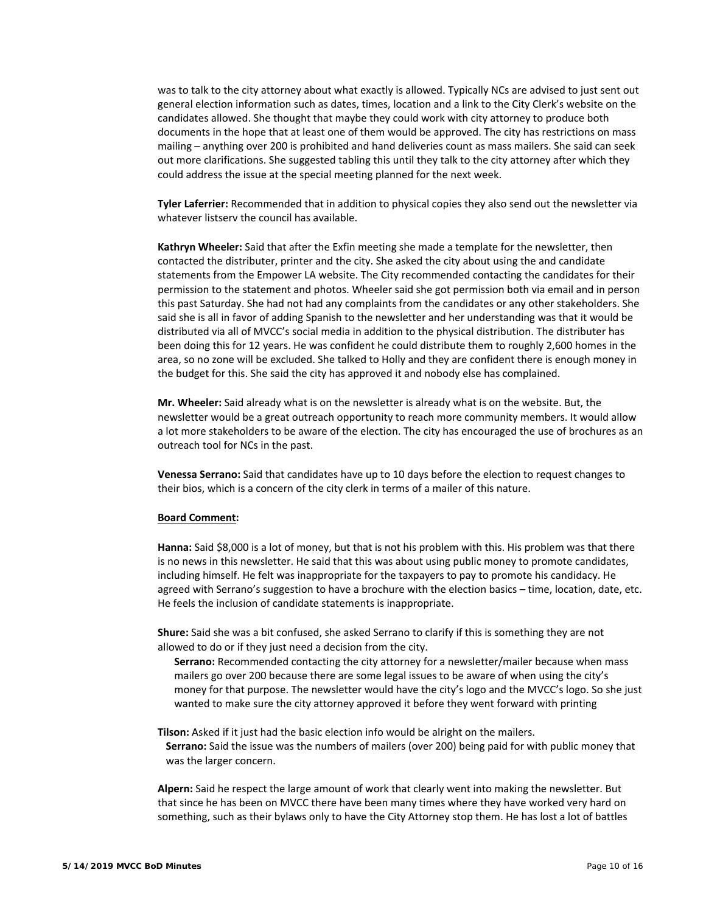was to talk to the city attorney about what exactly is allowed. Typically NCs are advised to just sent out general election information such as dates, times, location and a link to the City Clerk's website on the candidates allowed. She thought that maybe they could work with city attorney to produce both documents in the hope that at least one of them would be approved. The city has restrictions on mass mailing – anything over 200 is prohibited and hand deliveries count as mass mailers. She said can seek out more clarifications. She suggested tabling this until they talk to the city attorney after which they could address the issue at the special meeting planned for the next week.

**Tyler Laferrier:** Recommended that in addition to physical copies they also send out the newsletter via whatever listserv the council has available.

**Kathryn Wheeler:** Said that after the Exfin meeting she made a template for the newsletter, then contacted the distributer, printer and the city. She asked the city about using the and candidate statements from the Empower LA website. The City recommended contacting the candidates for their permission to the statement and photos. Wheeler said she got permission both via email and in person this past Saturday. She had not had any complaints from the candidates or any other stakeholders. She said she is all in favor of adding Spanish to the newsletter and her understanding was that it would be distributed via all of MVCC's social media in addition to the physical distribution. The distributer has been doing this for 12 years. He was confident he could distribute them to roughly 2,600 homes in the area, so no zone will be excluded. She talked to Holly and they are confident there is enough money in the budget for this. She said the city has approved it and nobody else has complained.

**Mr. Wheeler:** Said already what is on the newsletter is already what is on the website. But, the newsletter would be a great outreach opportunity to reach more community members. It would allow a lot more stakeholders to be aware of the election. The city has encouraged the use of brochures as an outreach tool for NCs in the past.

**Venessa Serrano:** Said that candidates have up to 10 days before the election to request changes to their bios, which is a concern of the city clerk in terms of a mailer of this nature.

**Board Comment:**

**Hanna:** Said $8,000 is a lot of money, but that is not his problem with this. His problem was that there is no news in this newsletter. He said that this was about using public money to promote candidates, including himself. He felt was inappropriate for the taxpayers to pay to promote his candidacy. He agreed with Serrano's suggestion to have a brochure with the election basics – time, location, date, etc. He feels the inclusion of candidate statements is inappropriate.

**Shure:** Said she was a bit confused, she asked Serrano to clarify if this is something they are not allowed to do or if they just need a decision from the city.

> **Serrano:** Recommended contacting the city attorney for a newsletter/mailer because when mass mailers go over 200 because there are some legal issues to be aware of when using the city's money for that purpose. The newsletter would have the city's logo and the MVCC's logo. So she just wanted to make sure the city attorney approved it before they went forward with printing

**Tilson:** Asked if it just had the basic election info would be alright on the mailers.

> **Serrano:** Said the issue was the numbers of mailers (over 200) being paid for with public money that was the larger concern.

**Alpern:** Said he respect the large amount of work that clearly went into making the newsletter. But that since he has been on MVCC there have been many times where they have worked very hard on something, such as their bylaws only to have the City Attorney stop them. He has lost a lot of battles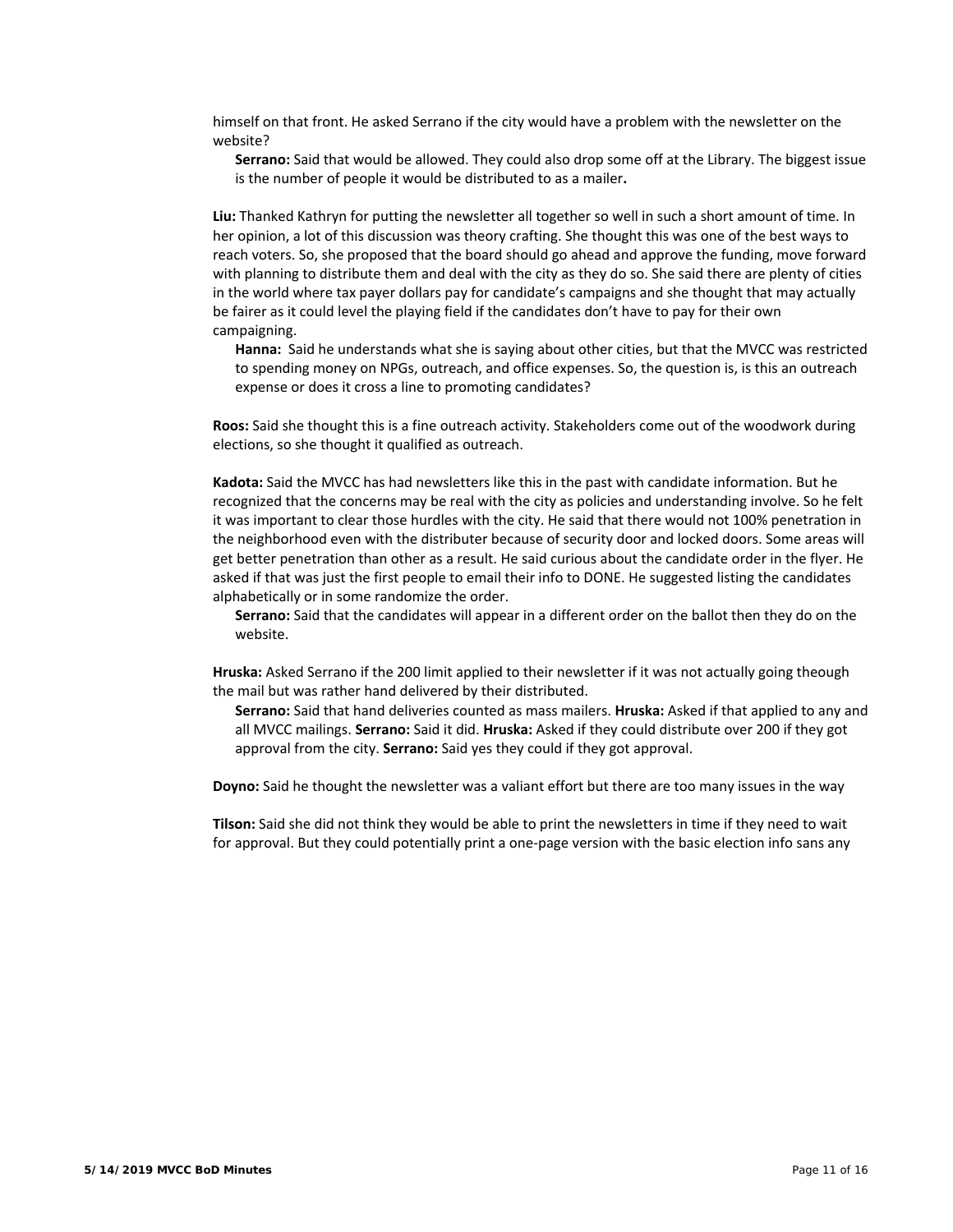himself on that front. He asked Serrano if the city would have a problem with the newsletter on the website?

> **Serrano:** Said that would be allowed. They could also drop some off at the Library. The biggest issue is the number of people it would be distributed to as a mailer**.**

**Liu:** Thanked Kathryn for putting the newsletter all together so well in such a short amount of time. In her opinion, a lot of this discussion was theory crafting. She thought this was one of the best ways to reach voters. So, she proposed that the board should go ahead and approve the funding, move forward with planning to distribute them and deal with the city as they do so. She said there are plenty of cities in the world where tax payer dollars pay for candidate's campaigns and she thought that may actually be fairer as it could level the playing field if the candidates don't have to pay for their own campaigning.

> **Hanna:** Said he understands what she is saying about other cities, but that the MVCC was restricted to spending money on NPGs, outreach, and office expenses. So, the question is, is this an outreach expense or does it cross a line to promoting candidates?

**Roos:** Said she thought this is a fine outreach activity. Stakeholders come out of the woodwork during elections, so she thought it qualified as outreach.

**Kadota:** Said the MVCC has had newsletters like this in the past with candidate information. But he recognized that the concerns may be real with the city as policies and understanding involve. So he felt it was important to clear those hurdles with the city. He said that there would not 100% penetration in the neighborhood even with the distributer because of security door and locked doors. Some areas will get better penetration than other as a result. He said curious about the candidate order in the flyer. He asked if that was just the first people to email their info to DONE. He suggested listing the candidates alphabetically or in some randomize the order.

> **Serrano:** Said that the candidates will appear in a different order on the ballot then they do on the website.

**Hruska:** Asked Serrano if the 200 limit applied to their newsletter if it was not actually going theough the mail but was rather hand delivered by their distributed.

> **Serrano:** Said that hand deliveries counted as mass mailers. **Hruska:** Asked if that applied to any and all MVCC mailings. **Serrano:** Said it did. **Hruska:** Asked if they could distribute over 200 if they got approval from the city. **Serrano:** Said yes they could if they got approval.

**Doyno:** Said he thought the newsletter was a valiant effort but there are too many issues in the way

**Tilson:** Said she did not think they would be able to print the newsletters in time if they need to wait for approval. But they could potentially print a one-page version with the basic election info sans any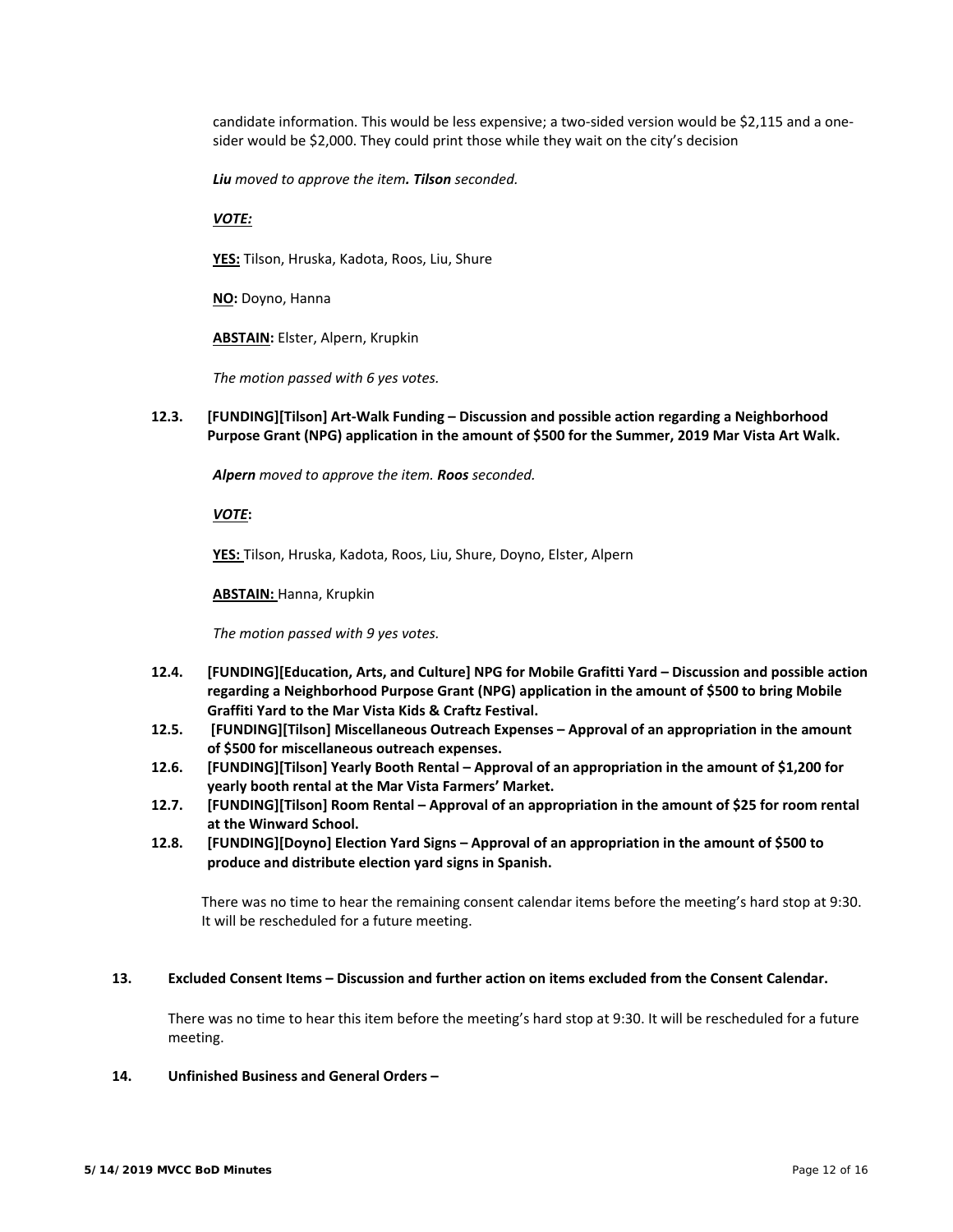candidate information. This would be less expensive; a two-sided version would be $2,115 and a one-sider would be $2,000. They could print those while they wait on the city's decision

***Liu** moved to approve the item. **Tilson** seconded.*

***VOTE:***

**YES:** Tilson, Hruska, Kadota, Roos, Liu, Shure

**NO:** Doyno, Hanna

**ABSTAIN:** Elster, Alpern, Krupkin

*The motion passed with 6 yes votes.*

**12.3. [FUNDING][Tilson] Art-Walk Funding – Discussion and possible action regarding a Neighborhood Purpose Grant (NPG) application in the amount of $500 for the Summer, 2019 Mar Vista Art Walk.**

***Alpern** moved to approve the item. **Roos** seconded.*

***VOTE*:**

**YES:** Tilson, Hruska, Kadota, Roos, Liu, Shure, Doyno, Elster, Alpern

**ABSTAIN:** Hanna, Krupkin

*The motion passed with 9 yes votes.*

**12.4. [FUNDING][Education, Arts, and Culture] NPG for Mobile Grafitti Yard – Discussion and possible action regarding a Neighborhood Purpose Grant (NPG) application in the amount of $500 to bring Mobile Graffiti Yard to the Mar Vista Kids & Craftz Festival.**

**12.5. [FUNDING][Tilson] Miscellaneous Outreach Expenses – Approval of an appropriation in the amount of $500 for miscellaneous outreach expenses.**

**12.6. [FUNDING][Tilson] Yearly Booth Rental – Approval of an appropriation in the amount of $1,200 for yearly booth rental at the Mar Vista Farmers' Market.**

**12.7. [FUNDING][Tilson] Room Rental – Approval of an appropriation in the amount of $25 for room rental at the Winward School.**

**12.8. [FUNDING][Doyno] Election Yard Signs – Approval of an appropriation in the amount of $500 to produce and distribute election yard signs in Spanish.**

There was no time to hear the remaining consent calendar items before the meeting's hard stop at 9:30. It will be rescheduled for a future meeting.

**13. Excluded Consent Items – Discussion and further action on items excluded from the Consent Calendar.**

There was no time to hear this item before the meeting's hard stop at 9:30. It will be rescheduled for a future meeting.

**14. Unfinished Business and General Orders –**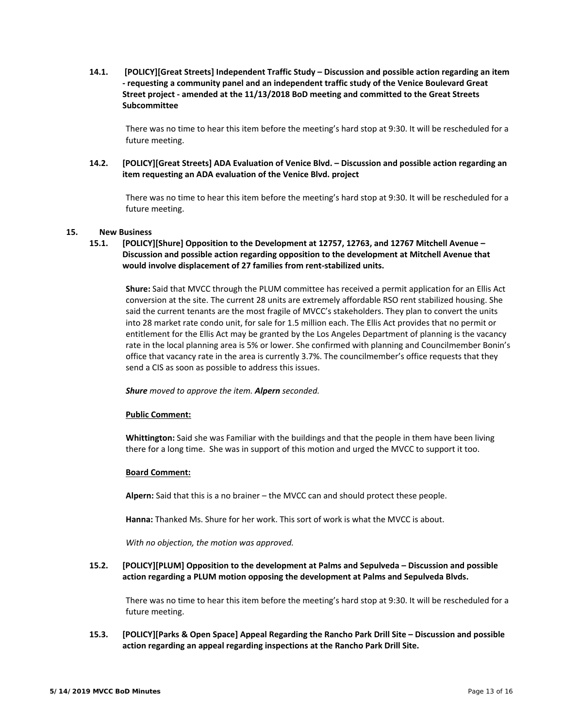**14.1. [POLICY][Great Streets] Independent Traffic Study – Discussion and possible action regarding an item - requesting a community panel and an independent traffic study of the Venice Boulevard Great Street project - amended at the 11/13/2018 BoD meeting and committed to the Great Streets Subcommittee**

There was no time to hear this item before the meeting's hard stop at 9:30. It will be rescheduled for a future meeting.

**14.2. [POLICY][Great Streets] ADA Evaluation of Venice Blvd. – Discussion and possible action regarding an item requesting an ADA evaluation of the Venice Blvd. project**

There was no time to hear this item before the meeting's hard stop at 9:30. It will be rescheduled for a future meeting.

**15. New Business**

**15.1. [POLICY][Shure] Opposition to the Development at 12757, 12763, and 12767 Mitchell Avenue – Discussion and possible action regarding opposition to the development at Mitchell Avenue that would involve displacement of 27 families from rent-stabilized units.**

**Shure:** Said that MVCC through the PLUM committee has received a permit application for an Ellis Act conversion at the site. The current 28 units are extremely affordable RSO rent stabilized housing. She said the current tenants are the most fragile of MVCC's stakeholders. They plan to convert the units into 28 market rate condo unit, for sale for 1.5 million each. The Ellis Act provides that no permit or entitlement for the Ellis Act may be granted by the Los Angeles Department of planning is the vacancy rate in the local planning area is 5% or lower. She confirmed with planning and Councilmember Bonin's office that vacancy rate in the area is currently 3.7%. The councilmember's office requests that they send a CIS as soon as possible to address this issues.

***Shure*** *moved to approve the item.* ***Alpern*** *seconded.*

**Public Comment:**

**Whittington:** Said she was Familiar with the buildings and that the people in them have been living there for a long time. She was in support of this motion and urged the MVCC to support it too.

**Board Comment:**

**Alpern:** Said that this is a no brainer – the MVCC can and should protect these people.

**Hanna:** Thanked Ms. Shure for her work. This sort of work is what the MVCC is about.

*With no objection, the motion was approved.*

**15.2. [POLICY][PLUM] Opposition to the development at Palms and Sepulveda – Discussion and possible action regarding a PLUM motion opposing the development at Palms and Sepulveda Blvds.**

There was no time to hear this item before the meeting's hard stop at 9:30. It will be rescheduled for a future meeting.

**15.3. [POLICY][Parks & Open Space] Appeal Regarding the Rancho Park Drill Site – Discussion and possible action regarding an appeal regarding inspections at the Rancho Park Drill Site.**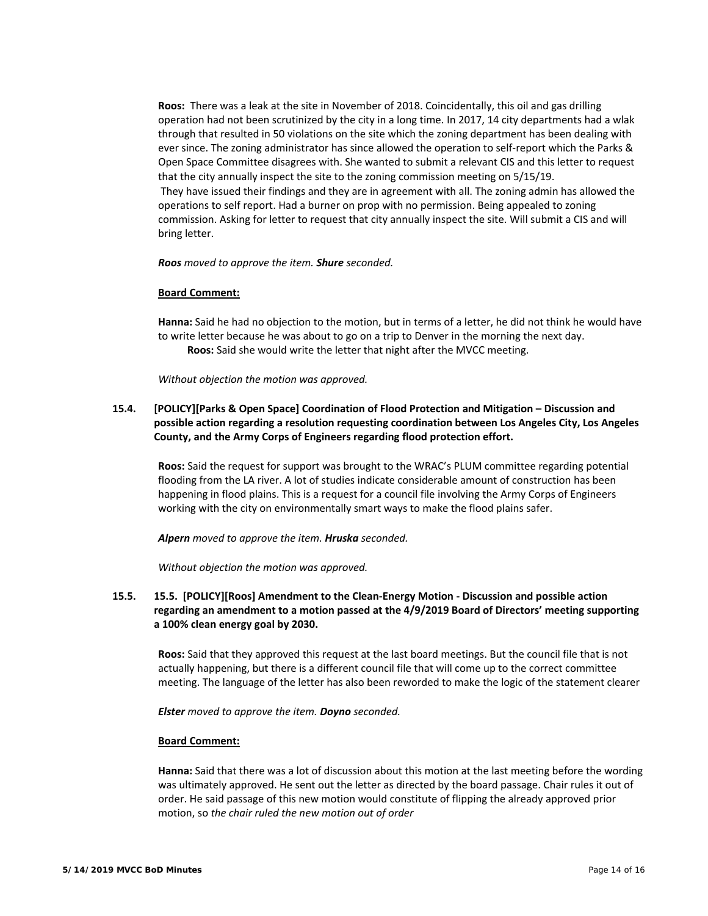**Roos:** There was a leak at the site in November of 2018. Coincidentally, this oil and gas drilling operation had not been scrutinized by the city in a long time. In 2017, 14 city departments had a wlak through that resulted in 50 violations on the site which the zoning department has been dealing with ever since. The zoning administrator has since allowed the operation to self-report which the Parks & Open Space Committee disagrees with. She wanted to submit a relevant CIS and this letter to request that the city annually inspect the site to the zoning commission meeting on 5/15/19.
They have issued their findings and they are in agreement with all. The zoning admin has allowed the operations to self report. Had a burner on prop with no permission. Being appealed to zoning commission. Asking for letter to request that city annually inspect the site. Will submit a CIS and will bring letter.

***Roos*** *moved to approve the item.* ***Shure*** *seconded.*

**Board Comment:**

**Hanna:** Said he had no objection to the motion, but in terms of a letter, he did not think he would have to write letter because he was about to go on a trip to Denver in the morning the next day.
**Roos:** Said she would write the letter that night after the MVCC meeting.

*Without objection the motion was approved.*

**15.4. [POLICY][Parks & Open Space] Coordination of Flood Protection and Mitigation – Discussion and possible action regarding a resolution requesting coordination between Los Angeles City, Los Angeles County, and the Army Corps of Engineers regarding flood protection effort.**

**Roos:** Said the request for support was brought to the WRAC's PLUM committee regarding potential flooding from the LA river. A lot of studies indicate considerable amount of construction has been happening in flood plains. This is a request for a council file involving the Army Corps of Engineers working with the city on environmentally smart ways to make the flood plains safer.

***Alpern*** *moved to approve the item.* ***Hruska*** *seconded.*

*Without objection the motion was approved.*

**15.5. 15.5. [POLICY][Roos] Amendment to the Clean-Energy Motion - Discussion and possible action regarding an amendment to a motion passed at the 4/9/2019 Board of Directors' meeting supporting a 100% clean energy goal by 2030.**

**Roos:** Said that they approved this request at the last board meetings. But the council file that is not actually happening, but there is a different council file that will come up to the correct committee meeting. The language of the letter has also been reworded to make the logic of the statement clearer

***Elster*** *moved to approve the item.* ***Doyno*** *seconded.*

**Board Comment:**

**Hanna:** Said that there was a lot of discussion about this motion at the last meeting before the wording was ultimately approved. He sent out the letter as directed by the board passage. Chair rules it out of order. He said passage of this new motion would constitute of flipping the already approved prior motion, so *the chair ruled the new motion out of order*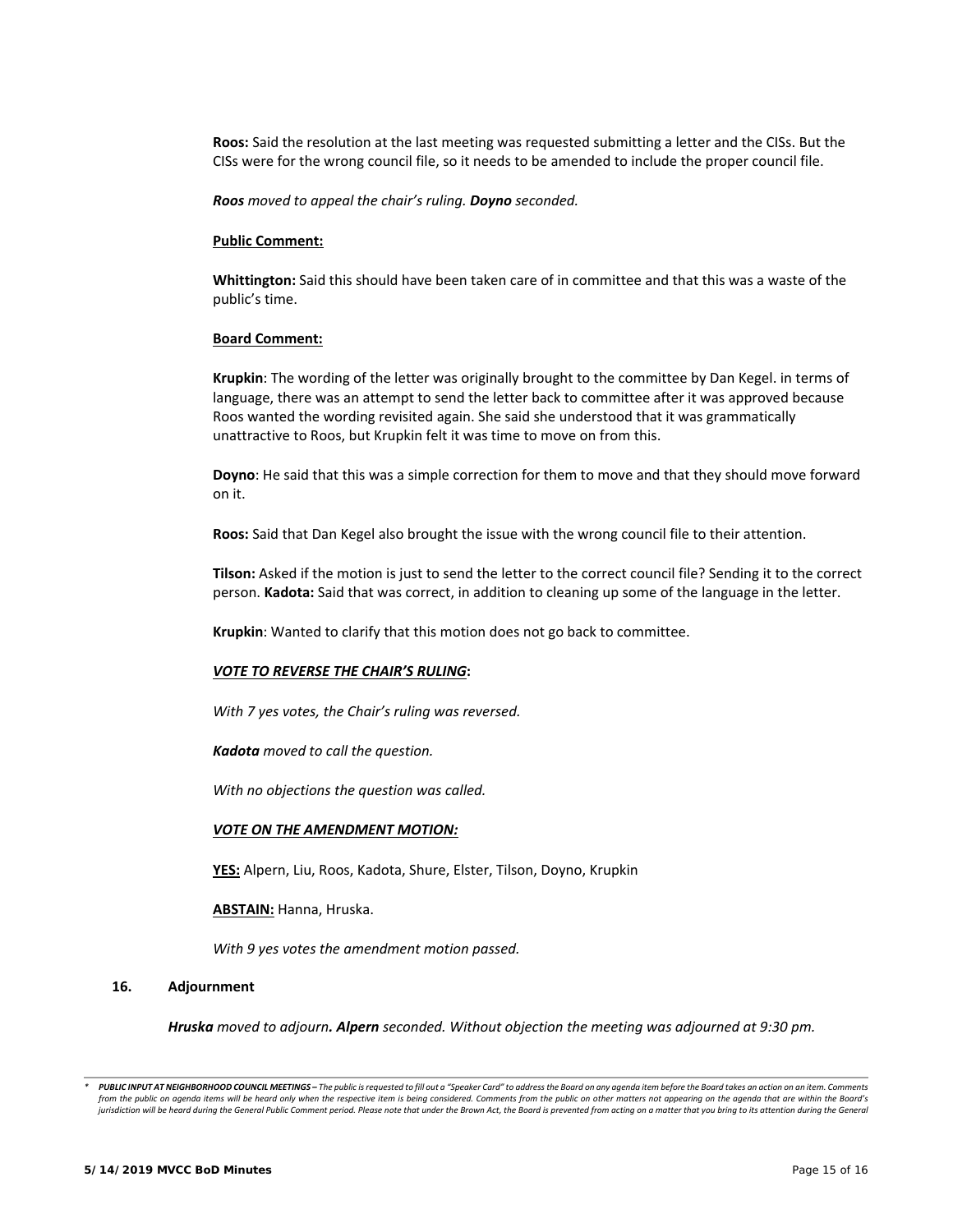**Roos:** Said the resolution at the last meeting was requested submitting a letter and the CISs. But the CISs were for the wrong council file, so it needs to be amended to include the proper council file.

***Roos*** *moved to appeal the chair's ruling.* ***Doyno*** *seconded.*

**Public Comment:**

**Whittington:** Said this should have been taken care of in committee and that this was a waste of the public's time.

**Board Comment:**

**Krupkin**: The wording of the letter was originally brought to the committee by Dan Kegel. in terms of language, there was an attempt to send the letter back to committee after it was approved because Roos wanted the wording revisited again. She said she understood that it was grammatically unattractive to Roos, but Krupkin felt it was time to move on from this.

**Doyno**: He said that this was a simple correction for them to move and that they should move forward on it.

**Roos:** Said that Dan Kegel also brought the issue with the wrong council file to their attention.

**Tilson:** Asked if the motion is just to send the letter to the correct council file? Sending it to the correct person. **Kadota:** Said that was correct, in addition to cleaning up some of the language in the letter.

**Krupkin**: Wanted to clarify that this motion does not go back to committee.

***VOTE TO REVERSE THE CHAIR'S RULING*:**

*With 7 yes votes, the Chair's ruling was reversed.*

***Kadota*** *moved to call the question.*

*With no objections the question was called.*

***VOTE ON THE AMENDMENT MOTION:***

**YES:** Alpern, Liu, Roos, Kadota, Shure, Elster, Tilson, Doyno, Krupkin

**ABSTAIN:** Hanna, Hruska.

*With 9 yes votes the amendment motion passed.*

### 16. Adjournment

***Hruska*** *moved to adjourn.* ***Alpern*** *seconded. Without objection the meeting was adjourned at 9:30 pm.*

---

\* ***PUBLIC INPUT AT NEIGHBORHOOD COUNCIL MEETINGS –*** *The public is requested to fill out a "Speaker Card" to address the Board on any agenda item before the Board takes an action on an item. Comments from the public on agenda items will be heard only when the respective item is being considered. Comments from the public on other matters not appearing on the agenda that are within the Board's jurisdiction will be heard during the General Public Comment period. Please note that under the Brown Act, the Board is prevented from acting on a matter that you bring to its attention during the General*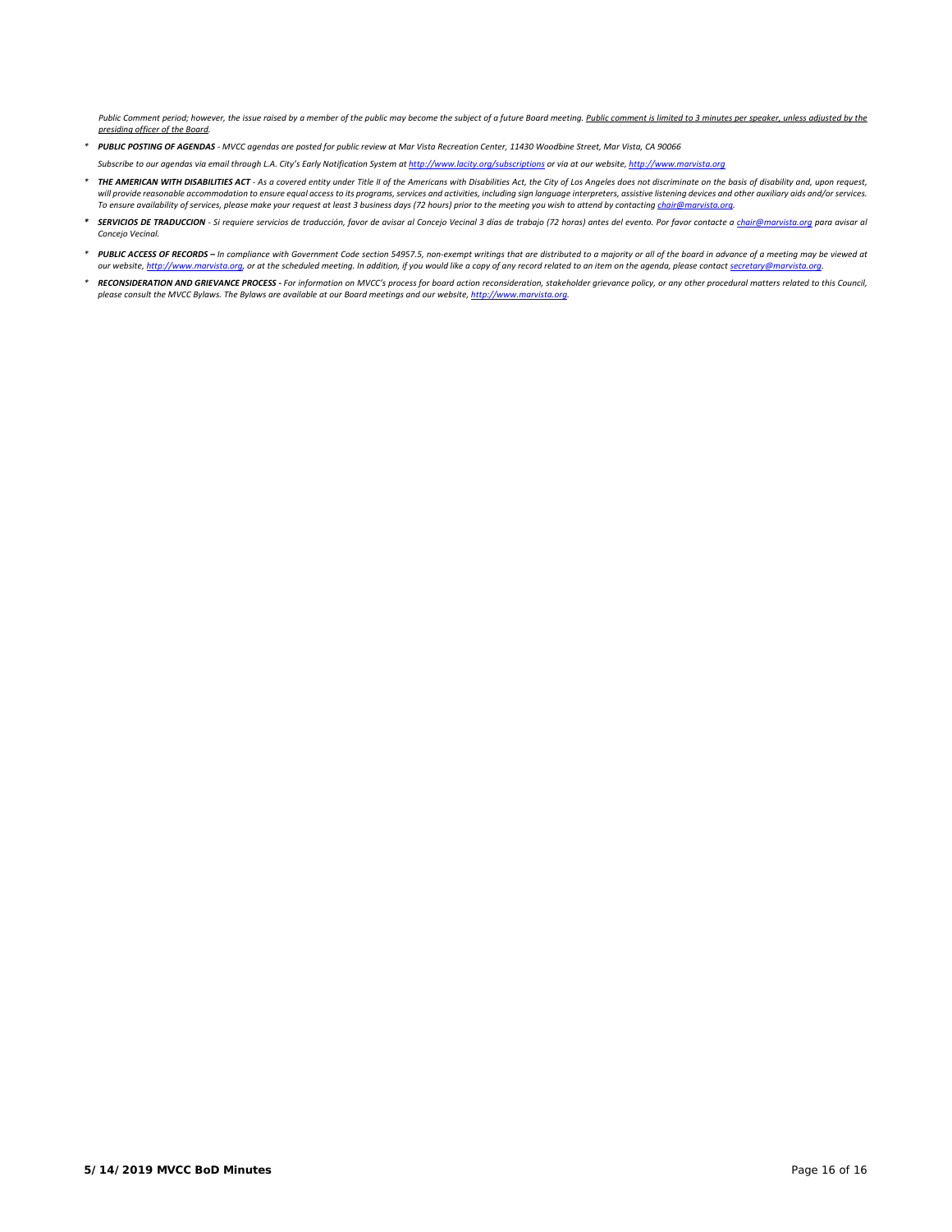*Public Comment period; however, the issue raised by a member of the public may become the subject of a future Board meeting. Public comment is limited to 3 minutes per speaker, unless adjusted by the presiding officer of the Board.*

* ***PUBLIC POSTING OF AGENDAS*** *- MVCC agendas are posted for public review at Mar Vista Recreation Center, 11430 Woodbine Street, Mar Vista, CA 90066*

  *Subscribe to our agendas via email through L.A. City's Early Notification System at http://www.lacity.org/subscriptions or via at our website, http://www.marvista.org*

* ***THE AMERICAN WITH DISABILITIES ACT*** *- As a covered entity under Title II of the Americans with Disabilities Act, the City of Los Angeles does not discriminate on the basis of disability and, upon request, will provide reasonable accommodation to ensure equal access to its programs, services and activities, including sign language interpreters, assistive listening devices and other auxiliary aids and/or services. To ensure availability of services, please make your request at least 3 business days (72 hours) prior to the meeting you wish to attend by contacting chair@marvista.org.*

* ***SERVICIOS DE TRADUCCION*** *- Si requiere servicios de traducción, favor de avisar al Concejo Vecinal 3 días de trabajo (72 horas) antes del evento. Por favor contacte a chair@marvista.org para avisar al Concejo Vecinal.*

* ***PUBLIC ACCESS OF RECORDS –*** *In compliance with Government Code section 54957.5, non-exempt writings that are distributed to a majority or all of the board in advance of a meeting may be viewed at our website, http://www.marvista.org, or at the scheduled meeting. In addition, if you would like a copy of any record related to an item on the agenda, please contact secretary@marvista.org.*

* ***RECONSIDERATION AND GRIEVANCE PROCESS -*** *For information on MVCC's process for board action reconsideration, stakeholder grievance policy, or any other procedural matters related to this Council, please consult the MVCC Bylaws. The Bylaws are available at our Board meetings and our website, http://www.marvista.org.*